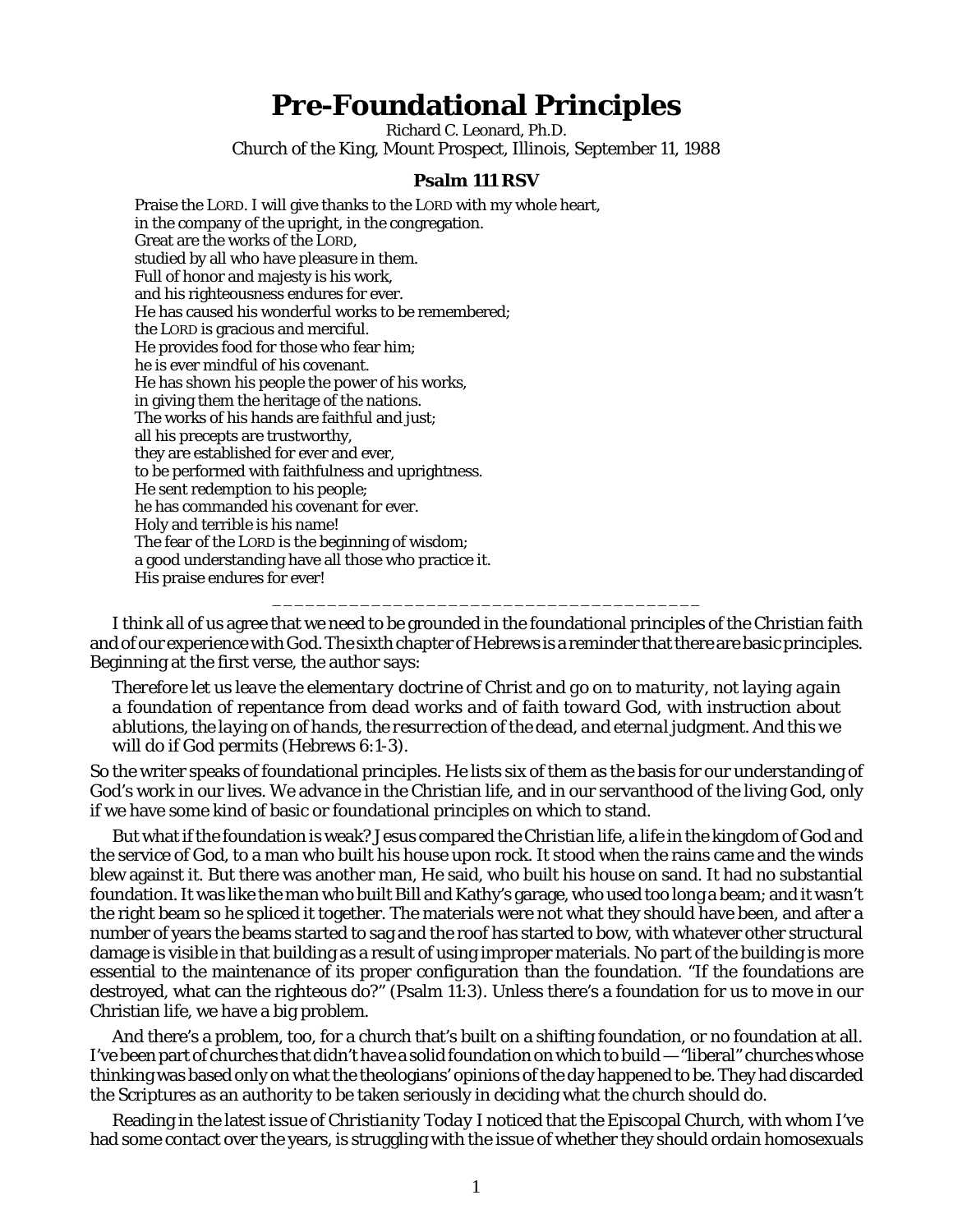# Pre-Foundational Principles

Richard C. Leonard, Ph.D.
Church of the King, Mount Prospect, Illinois, September 11, 1988

### Psalm 111 RSV

Praise the LORD. I will give thanks to the LORD with my whole heart,
in the company of the upright, in the congregation.
Great are the works of the LORD,
studied by all who have pleasure in them.
Full of honor and majesty is his work,
and his righteousness endures for ever.
He has caused his wonderful works to be remembered;
the LORD is gracious and merciful.
He provides food for those who fear him;
he is ever mindful of his covenant.
He has shown his people the power of his works,
in giving them the heritage of the nations.
The works of his hands are faithful and just;
all his precepts are trustworthy,
they are established for ever and ever,
to be performed with faithfulness and uprightness.
He sent redemption to his people;
he has commanded his covenant for ever.
Holy and terrible is his name!
The fear of the LORD is the beginning of wisdom;
a good understanding have all those who practice it.
His praise endures for ever!

---

I think all of us agree that we need to be grounded in the foundational principles of the Christian faith and of our experience with God. The sixth chapter of Hebrews is a reminder that there are basic principles. Beginning at the first verse, the author says:

> *Therefore let us leave the elementary doctrine of Christ and go on to maturity, not laying again a foundation of repentance from dead works and of faith toward God, with instruction about ablutions, the laying on of hands, the resurrection of the dead, and eternal judgment. And this we will do if God permits* (Hebrews 6:1-3).

So the writer speaks of foundational principles. He lists six of them as the basis for our understanding of God's work in our lives. We advance in the Christian life, and in our servanthood of the living God, only if we have some kind of basic or foundational principles on which to stand.

But what if the foundation is weak? Jesus compared the Christian life, a life in the kingdom of God and the service of God, to a man who built his house upon rock. It stood when the rains came and the winds blew against it. But there was another man, He said, who built his house on sand. It had no substantial foundation. It was like the man who built Bill and Kathy's garage, who used too long a beam; and it wasn't the right beam so he spliced it together. The materials were not what they should have been, and after a number of years the beams started to sag and the roof has started to bow, with whatever other structural damage is visible in that building as a result of using improper materials. No part of the building is more essential to the maintenance of its proper configuration than the foundation. "If the foundations are destroyed, what can the righteous do?" (Psalm 11:3). Unless there's a foundation for us to move in our Christian life, we have a big problem.

And there's a problem, too, for a church that's built on a shifting foundation, or no foundation at all. I've been part of churches that didn't have a solid foundation on which to build — "liberal" churches whose thinking was based only on what the theologians' opinions of the day happened to be. They had discarded the Scriptures as an authority to be taken seriously in deciding what the church should do.

Reading in the latest issue of *Christianity Today* I noticed that the Episcopal Church, with whom I've had some contact over the years, is struggling with the issue of whether they should ordain homosexuals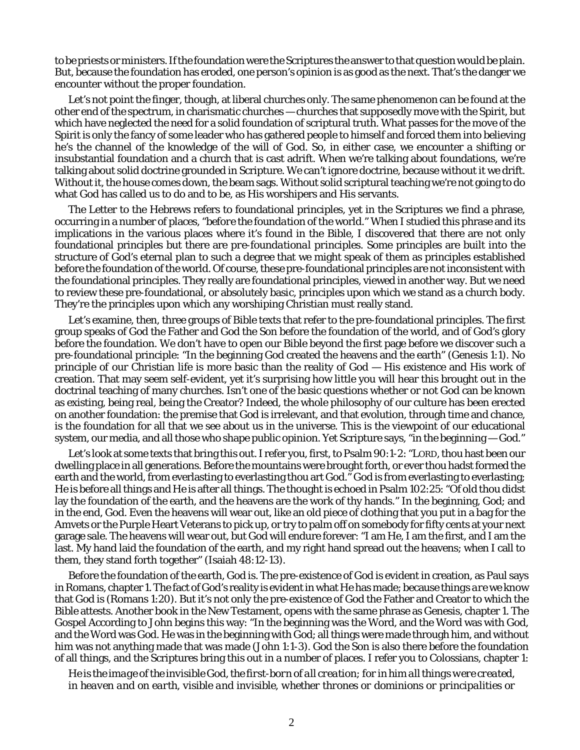to be priests or ministers. If the foundation were the Scriptures the answer to that question would be plain. But, because the foundation has eroded, one person's opinion is as good as the next. That's the danger we encounter without the proper foundation.

Let's not point the finger, though, at liberal churches only. The same phenomenon can be found at the other end of the spectrum, in charismatic churches — churches that supposedly move with the Spirit, but which have neglected the need for a solid foundation of scriptural truth. What passes for the move of the Spirit is only the fancy of some leader who has gathered people to himself and forced them into believing he's the channel of the knowledge of the will of God. So, in either case, we encounter a shifting or insubstantial foundation and a church that is cast adrift. When we're talking about foundations, we're talking about solid doctrine grounded in Scripture. We can't ignore doctrine, because without it we drift. Without it, the house comes down, the beam sags. Without solid scriptural teaching we're not going to do what God has called us to do and to be, as His worshipers and His servants.

The Letter to the Hebrews refers to foundational principles, yet in the Scriptures we find a phrase, occurring in a number of places, "*before the foundation of the world*." When I studied this phrase and its implications in the various places where it's found in the Bible, I discovered that there are not only foundational principles but there are *pre-foundational* principles. Some principles are built into the structure of God's eternal plan to such a degree that we might speak of them as principles established before the foundation of the world. Of course, these pre-foundational principles are not inconsistent with the foundational principles. They really are foundational principles, viewed in another way. But we need to review these pre-foundational, or absolutely basic, principles upon which we stand as a church body. They're the principles upon which any worshiping Christian must really stand.

Let's examine, then, three groups of Bible texts that refer to the pre-foundational principles. The first group speaks of God the Father and God the Son before the foundation of the world, and of God's glory before the foundation. We don't have to open our Bible beyond the first page before we discover such a pre-foundational principle: "In the beginning God created the heavens and the earth" (Genesis 1:1). No principle of our Christian life is more basic than the reality of God — His existence and His work of creation. That may seem self-evident, yet it's surprising how little you will hear this brought out in the doctrinal teaching of many churches. Isn't one of the basic questions whether or not God can be known as existing, being real, being the Creator? Indeed, the whole philosophy of our culture has been erected on another foundation: the premise that God is irrelevant, and that evolution, through time and chance, is the foundation for all that we see about us in the universe. This is the viewpoint of our educational system, our media, and all those who shape public opinion. Yet Scripture says, "in the beginning — God."

Let's look at some texts that bring this out. I refer you, first, to Psalm 90:1-2: "LORD, thou hast been our dwelling place in all generations. Before the mountains were brought forth, or ever thou hadst formed the earth and the world, from everlasting to everlasting thou art God." God is from everlasting to everlasting; He is before all things and He is after all things. The thought is echoed in Psalm 102:25: "Of old thou didst lay the foundation of the earth, and the heavens are the work of thy hands." In the beginning, God; and in the end, God. Even the heavens will wear out, like an old piece of clothing that you put in a bag for the Amvets or the Purple Heart Veterans to pick up, or try to palm off on somebody for fifty cents at your next garage sale. The heavens will wear out, but God will endure forever: "I am He, I am the first, and I am the last. My hand laid the foundation of the earth, and my right hand spread out the heavens; when I call to them, they stand forth together" (Isaiah 48:12-13).

Before the foundation of the earth, God is. The pre-existence of God is evident in creation, as Paul says in Romans, chapter 1. The fact of God's reality is evident in what He has made; because things *are* we know that God is (Romans 1:20). But it's not only the pre-existence of God the Father and Creator to which the Bible attests. Another book in the New Testament, opens with the same phrase as Genesis, chapter 1. The Gospel According to John begins this way: "In the beginning was the Word, and the Word was with God, and the Word was God. He was in the beginning with God; all things were made through him, and without him was not anything made that was made (John 1:1-3). God the Son is also there before the foundation of all things, and the Scriptures bring this out in a number of places. I refer you to Colossians, chapter 1:

> *He is the image of the invisible God, the first-born of all creation; for in him all things were created, in heaven and on earth, visible and invisible, whether thrones or dominions or principalities or*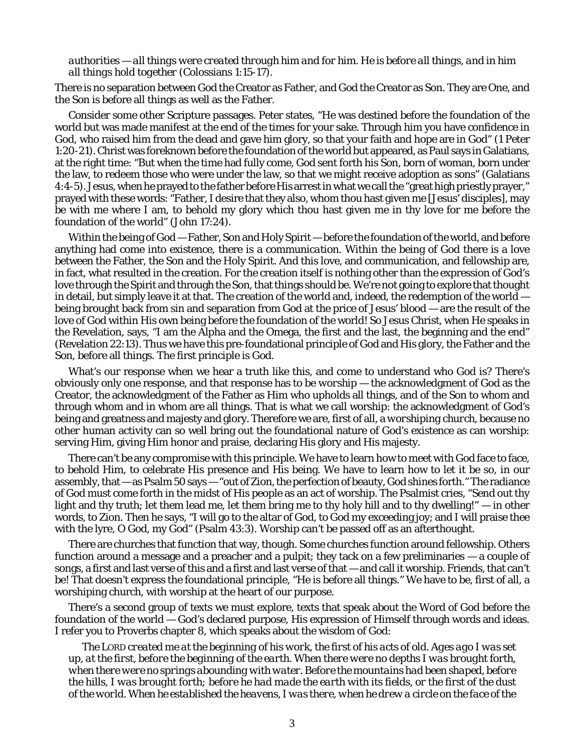*authorities — all things were created through him and for him. He is before all things, and in him all things hold together* (Colossians 1:15-17).

There is no separation between God the Creator as Father, and God the Creator as Son. They are One, and the Son is before all things as well as the Father.

Consider some other Scripture passages. Peter states, "He was destined before the foundation of the world but was made manifest at the end of the times for your sake. Through him you have confidence in God, who raised him from the dead and gave him glory, so that your faith and hope are in God" (1 Peter 1:20-21). Christ was foreknown before the foundation of the world but appeared, as Paul says in Galatians, at the right time: "But when the time had fully come, God sent forth his Son, born of woman, born under the law, to redeem those who were under the law, so that we might receive adoption as sons" (Galatians 4:4-5). Jesus, when he prayed to the father before His arrest in what we call the "great high priestly prayer," prayed with these words: "Father, I desire that they also, whom thou hast given me [Jesus' disciples], may be with me where I am, to behold my glory which thou hast given me in thy love for me before the foundation of the world" (John 17:24).

Within the being of God — Father, Son and Holy Spirit — before the foundation of the world, and before anything had come into existence, there is a *communication*. Within the being of God there is a love between the Father, the Son and the Holy Spirit. And this love, and communication, and fellowship are, in fact, what resulted in the creation. For the creation itself is nothing other than the expression of God's love through the Spirit and through the Son, that things should be. We're not going to explore that thought in detail, but simply leave it at that. The creation of the world and, indeed, the redemption of the world — being brought back from sin and separation from God at the price of Jesus' blood — are the result of the love of God within His own being before the foundation of the world! So Jesus Christ, when He speaks in the Revelation, says, "I am the Alpha and the Omega, the first and the last, the beginning and the end" (Revelation 22:13). Thus we have this pre-foundational principle of God and His glory, the Father and the Son, before all things. The first principle is God.

What's our response when we hear a truth like this, and come to understand who God is? There's obviously only one response, and that response has to be *worship* — the acknowledgment of God as the Creator, the acknowledgment of the Father as Him who upholds all things, and of the Son to whom and through whom and in whom are all things. That is what we call worship: the acknowledgment of God's being and greatness and majesty and glory. Therefore we are, first of all, a *worshiping church*, because no other human activity can so well bring out the foundational nature of God's existence as can worship: serving Him, giving Him honor and praise, declaring His glory and His majesty.

There can't be any compromise with this principle. We have to learn how to meet with God face to face, to behold Him, to celebrate His presence and His being. We have to learn how to let it be so, in our assembly, that — as Psalm 50 says — "out of Zion, the perfection of beauty, God shines forth." The radiance of God must come forth in the midst of His people as an act of worship. The Psalmist cries, "Send out thy light and thy truth; let them lead me, let them bring me to thy holy hill and to thy dwelling!" — in other words, to Zion. Then he says, "I will go to the altar of God, to God my exceeding joy; and I will praise thee with the lyre, O God, my God" (Psalm 43:3). Worship can't be passed off as an afterthought.

There are churches that function that way, though. Some churches function around fellowship. Others function around a message and a preacher and a pulpit; they tack on a few preliminaries — a couple of songs, a first and last verse of this and a first and last verse of that — and call it worship. Friends, that can't be! That doesn't express the foundational principle, "He is before all things." We have to be, first of all, a worshiping church, with worship at the heart of our purpose.

There's a second group of texts we must explore, texts that speak about the Word of God before the foundation of the world — God's declared purpose, His expression of Himself through words and ideas. I refer you to Proverbs chapter 8, which speaks about the wisdom of God:

> *The* LORD *created me at the beginning of his work, the first of his acts of old. Ages ago I was set up, at the first, before the beginning of the earth. When there were no depths I was brought forth, when there were no springs abounding with water. Before the mountains had been shaped, before the hills, I was brought forth; before he had made the earth with its fields, or the first of the dust of the world. When he established the heavens, I was there, when he drew a circle on the face of the*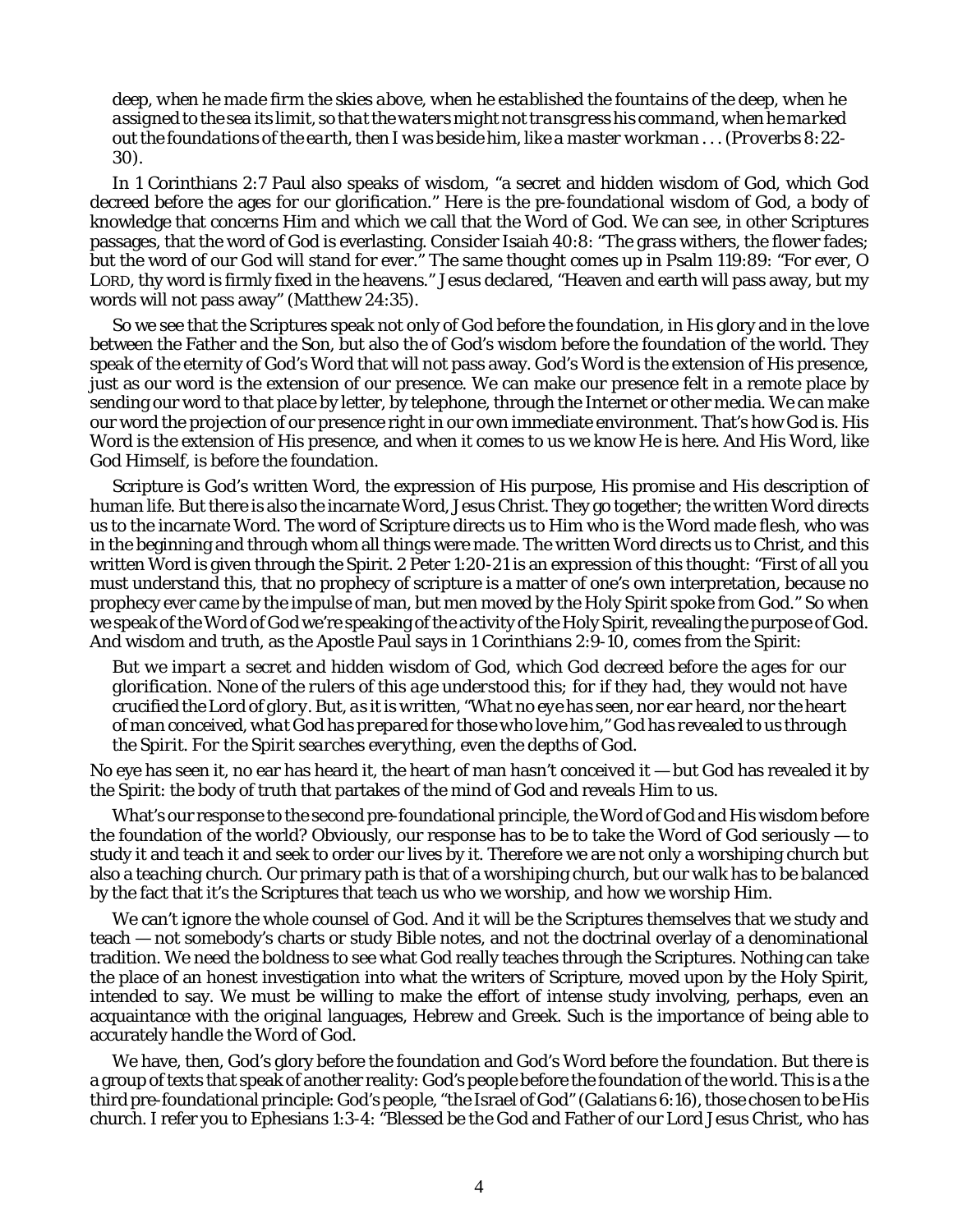*deep, when he made firm the skies above, when he established the fountains of the deep, when he assigned to the sea its limit, so that the waters might not transgress his command, when he marked out the foundations of the earth, then I was beside him, like a master workman . . .* (Proverbs 8:22-30).

In 1 Corinthians 2:7 Paul also speaks of wisdom, "a secret and hidden wisdom of God, which God decreed before the ages for our glorification." Here is the pre-foundational wisdom of God, a body of knowledge that concerns Him and which we call that the Word of God. We can see, in other Scriptures passages, that the word of God is everlasting. Consider Isaiah 40:8: "The grass withers, the flower fades; but the word of our God will stand for ever." The same thought comes up in Psalm 119:89: "For ever, O LORD, thy word is firmly fixed in the heavens." Jesus declared, "Heaven and earth will pass away, but my words will not pass away" (Matthew 24:35).

So we see that the Scriptures speak not only of God before the foundation, in His glory and in the love between the Father and the Son, but also the of God's wisdom before the foundation of the world. They speak of the eternity of God's Word that will not pass away. God's Word is the extension of His presence, just as our word is the extension of our presence. We can make our presence felt in a remote place by sending our word to that place by letter, by telephone, through the Internet or other media. We can make our word the projection of our presence right in our own immediate environment. That's how God is. His Word is the extension of His presence, and when it comes to us we know He is here. And His Word, like God Himself, is before the foundation.

Scripture is God's written Word, the expression of His purpose, His promise and His description of human life. But there is also the incarnate Word, Jesus Christ. They go together; the written Word directs us to the incarnate Word. The word of Scripture directs us to Him who is the Word made flesh, who was in the beginning and through whom all things were made. The written Word directs us to Christ, and this written Word is given through the Spirit. 2 Peter 1:20-21 is an expression of this thought: "First of all you must understand this, that no prophecy of scripture is a matter of one's own interpretation, because no prophecy ever came by the impulse of man, but men moved by the Holy Spirit spoke from God." So when we speak of the Word of God we're speaking of the activity of the Holy Spirit, revealing the purpose of God. And wisdom and truth, as the Apostle Paul says in 1 Corinthians 2:9-10, comes from the Spirit:

> *But we impart a secret and hidden wisdom of God, which God decreed before the ages for our glorification. None of the rulers of this age understood this; for if they had, they would not have crucified the Lord of glory. But, as it is written, "What no eye has seen, nor ear heard, nor the heart of man conceived, what God has prepared for those who love him," God has revealed to us through the Spirit. For the Spirit searches everything, even the depths of God.*

No eye has seen it, no ear has heard it, the heart of man hasn't conceived it — but God has revealed it by the Spirit: the body of truth that partakes of the mind of God and reveals Him to us.

What's our response to the second pre-foundational principle, the Word of God and His wisdom before the foundation of the world? Obviously, our response has to be to take the Word of God seriously — to study it and teach it and seek to order our lives by it. Therefore we are not only a worshiping church but also a *teaching* church. Our primary path is that of a worshiping church, but our walk has to be balanced by the fact that it's the Scriptures that teach us who we worship, and how we worship Him.

We can't ignore the whole counsel of God. And it will be the Scriptures themselves that we study and teach — not somebody's charts or study Bible notes, and not the doctrinal overlay of a denominational tradition. We need the boldness to see what God really teaches through the Scriptures. Nothing can take the place of an honest investigation into what the writers of Scripture, moved upon by the Holy Spirit, intended to say. We must be willing to make the effort of intense study involving, perhaps, even an acquaintance with the original languages, Hebrew and Greek. Such is the importance of being able to accurately handle the Word of God.

We have, then, God's glory before the foundation and God's Word before the foundation. But there is a group of texts that speak of another reality: God's people before the foundation of the world. This is a the third pre-foundational principle: God's people, "the Israel of God" (Galatians 6:16), those chosen to be His church. I refer you to Ephesians 1:3-4: "Blessed be the God and Father of our Lord Jesus Christ, who has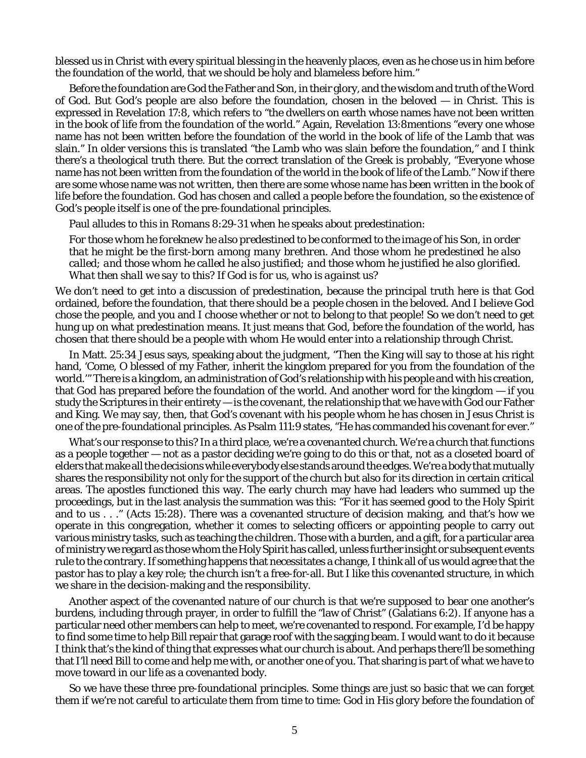blessed us in Christ with every spiritual blessing in the heavenly places, even as he chose us in him before the foundation of the world, that we should be holy and blameless before him."

Before the foundation are God the Father and Son, in their glory, and the wisdom and truth of the Word of God. But God's people are also before the foundation, chosen in the beloved — in Christ. This is expressed in Revelation 17:8, which refers to "the dwellers on earth whose names have not been written in the book of life from the foundation of the world." Again, Revelation 13:8mentions "every one whose name has not been written before the foundation of the world in the book of life of the Lamb that was slain." In older versions this is translated "the Lamb who was slain before the foundation," and I think there's a theological truth there. But the correct translation of the Greek is probably, "Everyone whose name has not been written from the foundation of the world in the book of life of the Lamb." Now if there are some whose name was *not written*, then there are some whose name *has been written* in the book of life before the foundation. God has chosen and called a people before the foundation, so the existence of God's people itself is one of the pre-foundational principles.

Paul alludes to this in Romans 8:29-31 when he speaks about predestination:

> *For those whom he foreknew he also predestined to be conformed to the image of his Son, in order that he might be the first-born among many brethren. And those whom he predestined he also called; and those whom he called he also justified; and those whom he justified he also glorified. What then shall we say to this? If God is for us, who is against us?*

We don't need to get into a discussion of predestination, because the principal truth here is that God ordained, before the foundation, that there should be a people chosen in the beloved. And I believe God chose the people, and you and I choose whether or not to belong to that people! So we don't need to get hung up on what predestination means. It just means that God, before the foundation of the world, has chosen that there should be a people with whom He would enter into a relationship through Christ.

In Matt. 25:34 Jesus says, speaking about the judgment, "Then the King will say to those at his right hand, 'Come, O blessed of my Father, inherit the kingdom prepared for you from the foundation of the world.'" There is a kingdom, an administration of God's relationship with his people and with his creation, that God has prepared before the foundation of the world. And another word for the kingdom — if you study the Scriptures in their entirety — is the *covenant*, the relationship that we have with God our Father and King. We may say, then, that God's covenant with his people whom he has chosen in Jesus Christ is one of the pre-foundational principles. As Psalm 111:9 states, "He has commanded his covenant for ever."

What's our response to this? In a third place, we're a *covenanted church*. We're a church that functions as a people together — not as a pastor deciding we're going to do this or that, not as a closeted board of elders that make all the decisions while everybody else stands around the edges. We're a body that mutually shares the responsibility not only for the support of the church but also for its direction in certain critical areas. The apostles functioned this way. The early church may have had leaders who summed up the proceedings, but in the last analysis the summation was this: "For it has seemed good to the Holy Spirit and to us . . ." (Acts 15:28). There was a covenanted structure of decision making, and that's how we operate in this congregation, whether it comes to selecting officers or appointing people to carry out various ministry tasks, such as teaching the children. Those with a burden, and a gift, for a particular area of ministry we regard as those whom the Holy Spirit has called, unless further insight or subsequent events rule to the contrary. If something happens that necessitates a change, I think all of us would agree that the pastor has to play a key role; the church isn't a free-for-all. But I like this covenanted structure, in which we share in the decision-making and the responsibility.

Another aspect of the covenanted nature of our church is that we're supposed to bear one another's burdens, including through prayer, in order to fulfill the "law of Christ" (Galatians 6:2). If anyone has a particular need other members can help to meet, we're covenanted to respond. For example, I'd be happy to find some time to help Bill repair that garage roof with the sagging beam. I would want to do it because I think that's the kind of thing that expresses what our church is about. And perhaps there'll be something that I'll need Bill to come and help me with, or another one of you. That sharing is part of what we have to move toward in our life as a covenanted body.

So we have these three pre-foundational principles. Some things are just so basic that we can forget them if we're not careful to articulate them from time to time: God in His glory before the foundation of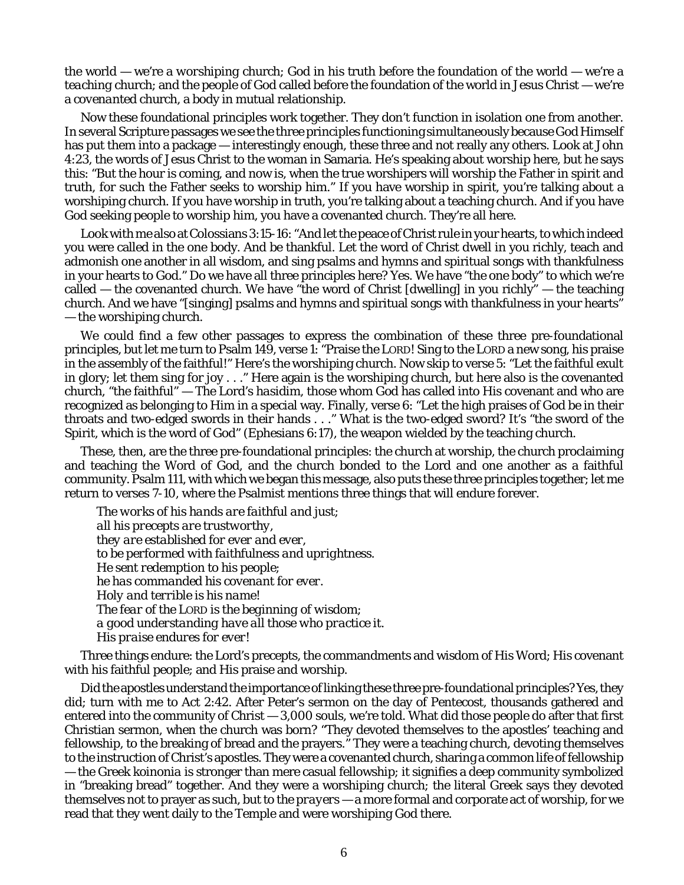the world — we're a *worshiping* church; God in his truth before the foundation of the world — we're a *teaching* church; and the people of God called before the foundation of the world in Jesus Christ — we're a *covenanted* church, a body in mutual relationship.

Now these foundational principles work together. They don't function in isolation one from another. In several Scripture passages we see the three principles functioning simultaneously because God Himself has put them into a package — interestingly enough, these three and not really any others. Look at John 4:23, the words of Jesus Christ to the woman in Samaria. He's speaking about worship here, but he says this: "But the hour is coming, and now is, when the true worshipers will worship the Father in spirit and truth, for such the Father seeks to worship him." If you have worship in spirit, you're talking about a worshiping church. If you have worship in truth, you're talking about a teaching church. And if you have God seeking people to worship him, you have a covenanted church. They're all here.

Look with me also at Colossians 3:15-16: "And let the peace of Christ rule in your hearts, to which indeed you were called in the one body. And be thankful. Let the word of Christ dwell in you richly, teach and admonish one another in all wisdom, and sing psalms and hymns and spiritual songs with thankfulness in your hearts to God." Do we have all three principles here? Yes. We have "the one body" to which we're called — the covenanted church. We have "the word of Christ [dwelling] in you richly" — the teaching church. And we have "[singing] psalms and hymns and spiritual songs with thankfulness in your hearts" — the worshiping church.

We could find a few other passages to express the combination of these three pre-foundational principles, but let me turn to Psalm 149, verse 1: "Praise the LORD! Sing to the LORD a new song, his praise in the assembly of the faithful!" Here's the worshiping church. Now skip to verse 5: "Let the faithful exult in glory; let them sing for joy . . ." Here again is the worshiping church, but here also is the covenanted church, "the faithful" — The Lord's *hasidim*, those whom God has called into His covenant and who are recognized as belonging to Him in a special way. Finally, verse 6: "Let the high praises of God be in their throats and two-edged swords in their hands . . ." What is the two-edged sword? It's "the sword of the Spirit, which is the word of God" (Ephesians 6:17), the weapon wielded by the teaching church.

These, then, are the three pre-foundational principles: the church at worship, the church proclaiming and teaching the Word of God, and the church bonded to the Lord and one another as a faithful community. Psalm 111, with which we began this message, also puts these three principles together; let me return to verses 7-10, where the Psalmist mentions three things that will endure forever.

> *The works of his hands are faithful and just;*
> *all his precepts are trustworthy,*
> *they are established for ever and ever,*
> *to be performed with faithfulness and uprightness.*
> *He sent redemption to his people;*
> *he has commanded his covenant for ever.*
> *Holy and terrible is his name!*
> *The fear of the LORD is the beginning of wisdom;*
> *a good understanding have all those who practice it.*
> *His praise endures for ever!*

Three things endure: the Lord's precepts, the commandments and wisdom of His Word; His covenant with his faithful people; and His praise and worship.

Did the apostles understand the importance of linking these three pre-foundational principles? Yes, they did; turn with me to Act 2:42. After Peter's sermon on the day of Pentecost, thousands gathered and entered into the community of Christ — 3,000 souls, we're told. What did those people do after that first Christian sermon, when the church was born? "They devoted themselves to the apostles' teaching and fellowship, to the breaking of bread and the prayers." They were a teaching church, devoting themselves to the instruction of Christ's apostles. They were a covenanted church, sharing a common life of fellowship — the Greek koinonia is stronger than mere casual fellowship; it signifies a deep community symbolized in "breaking bread" together. And they were a worshiping church; the literal Greek says they devoted themselves not to prayer as such, but to the *prayers* — a more formal and corporate act of worship, for we read that they went daily to the Temple and were worshiping God there.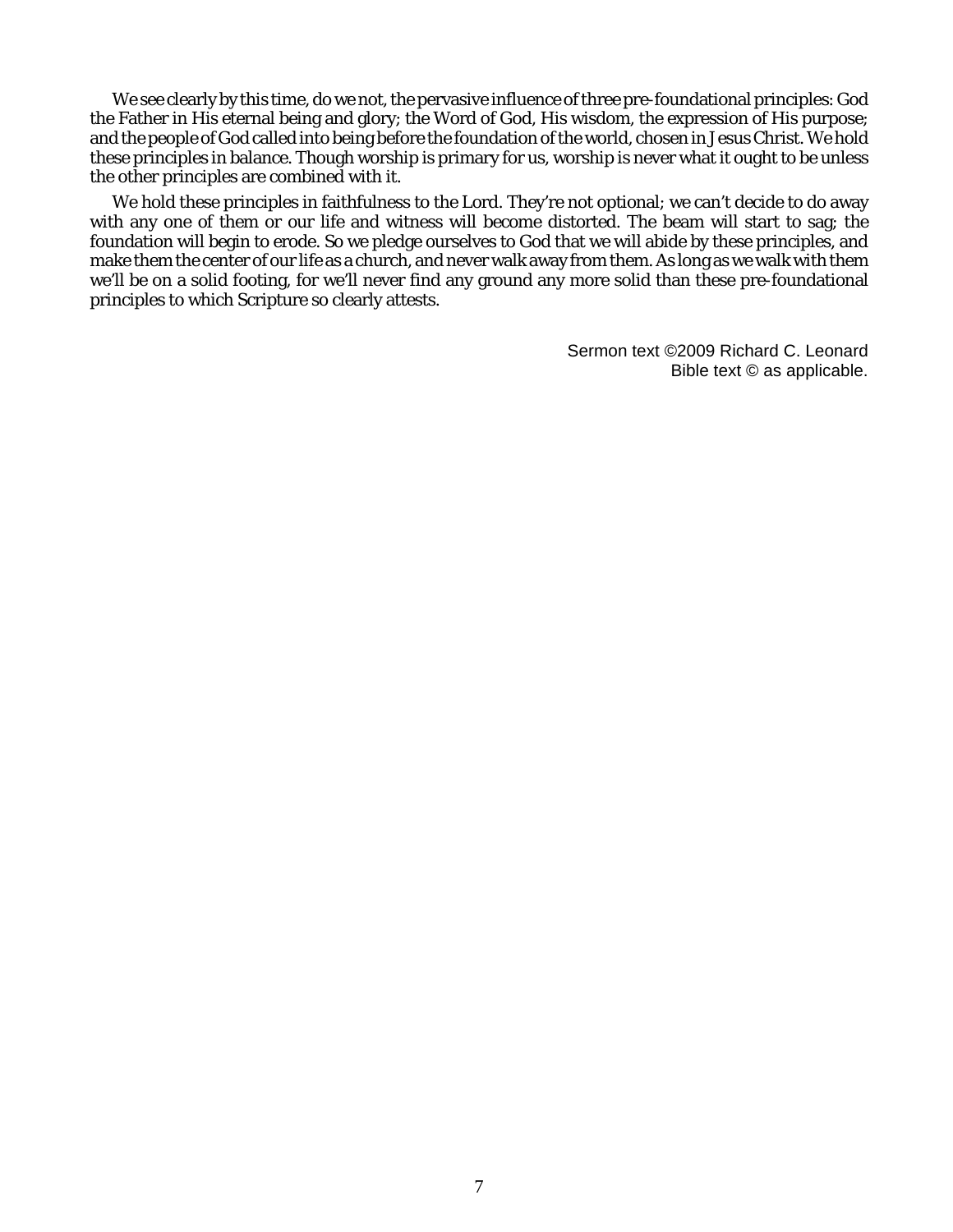We see clearly by this time, do we not, the pervasive influence of three pre-foundational principles: God the Father in His eternal being and glory; the Word of God, His wisdom, the expression of His purpose; and the people of God called into being before the foundation of the world, chosen in Jesus Christ. We hold these principles in balance. Though worship is primary for us, worship is never what it ought to be unless the other principles are combined with it.

We hold these principles in faithfulness to the Lord. They're not optional; we can't decide to do away with any one of them or our life and witness will become distorted. The beam will start to sag; the foundation will begin to erode. So we pledge ourselves to God that we will abide by these principles, and make them the center of our life as a church, and never walk away from them. As long as we walk with them we'll be on a solid footing, for we'll never find any ground any more solid than these pre-foundational principles to which Scripture so clearly attests.

Sermon text ©2009 Richard C. Leonard
Bible text © as applicable.